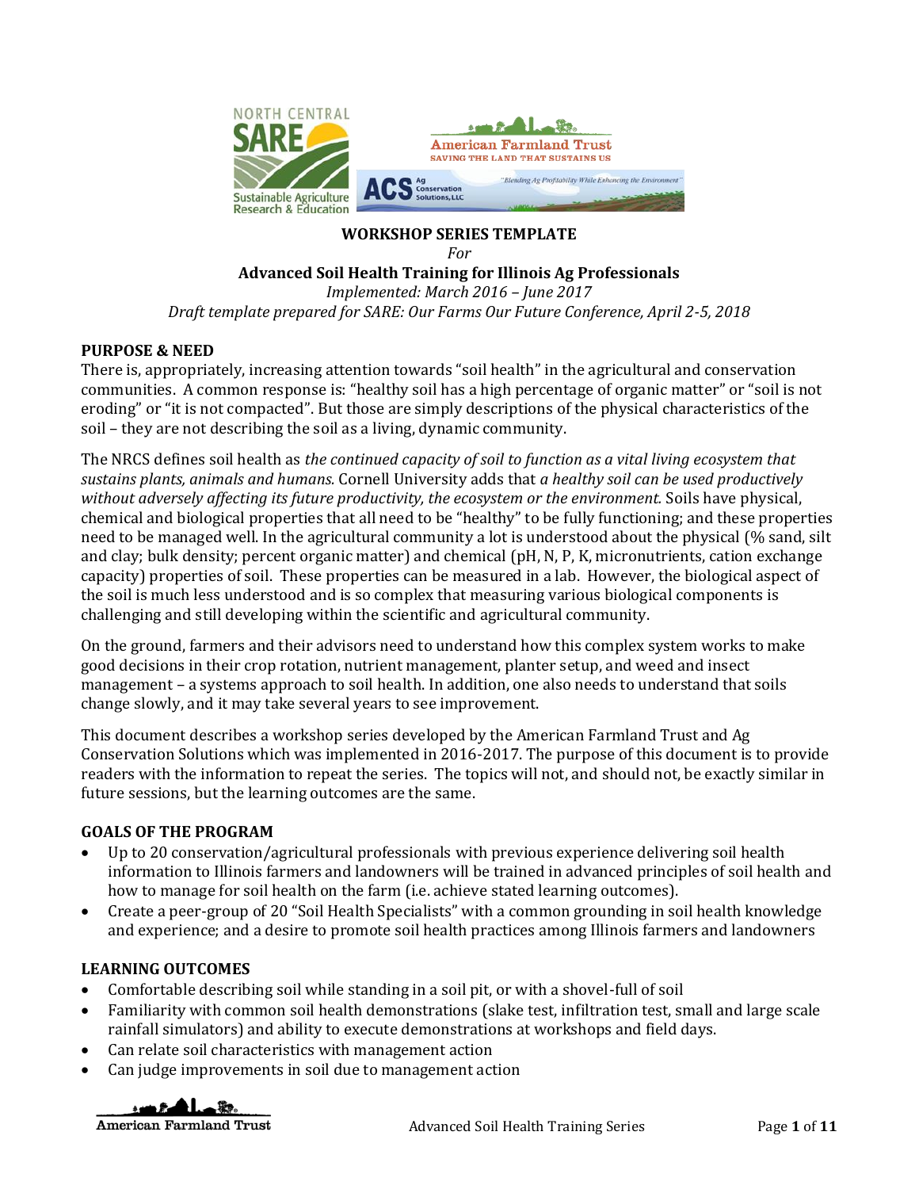**WORKSHOP SERIES TEMPLATE**

*For*

**Advanced Soil Health Training for Illinois Ag Professionals**

*Implemented: March 2016 – June 2017*

*Draft template prepared for SARE: Our Farms Our Future Conference, April 2-5, 2018*

## PURPOSE & NEED

There is, appropriately, increasing attention towards "soil health" in the agricultural and conservation communities. A common response is: "healthy soil has a high percentage of organic matter" or "soil is not eroding" or "it is not compacted". But those are simply descriptions of the physical characteristics of the soil – they are not describing the soil as a living, dynamic community.

The NRCS defines soil health as *the continued capacity of soil to function as a vital living ecosystem that sustains plants, animals and humans.* Cornell University adds that *a healthy soil can be used productively without adversely affecting its future productivity, the ecosystem or the environment.* Soils have physical, chemical and biological properties that all need to be "healthy" to be fully functioning; and these properties need to be managed well. In the agricultural community a lot is understood about the physical (% sand, silt and clay; bulk density; percent organic matter) and chemical (pH, N, P, K, micronutrients, cation exchange capacity) properties of soil. These properties can be measured in a lab. However, the biological aspect of the soil is much less understood and is so complex that measuring various biological components is challenging and still developing within the scientific and agricultural community.

On the ground, farmers and their advisors need to understand how this complex system works to make good decisions in their crop rotation, nutrient management, planter setup, and weed and insect management – a systems approach to soil health. In addition, one also needs to understand that soils change slowly, and it may take several years to see improvement.

This document describes a workshop series developed by the American Farmland Trust and Ag Conservation Solutions which was implemented in 2016-2017. The purpose of this document is to provide readers with the information to repeat the series. The topics will not, and should not, be exactly similar in future sessions, but the learning outcomes are the same.

## GOALS OF THE PROGRAM

- Up to 20 conservation/agricultural professionals with previous experience delivering soil health information to Illinois farmers and landowners will be trained in advanced principles of soil health and how to manage for soil health on the farm (i.e. achieve stated learning outcomes).
- Create a peer-group of 20 "Soil Health Specialists" with a common grounding in soil health knowledge and experience; and a desire to promote soil health practices among Illinois farmers and landowners

## LEARNING OUTCOMES

- Comfortable describing soil while standing in a soil pit, or with a shovel-full of soil
- Familiarity with common soil health demonstrations (slake test, infiltration test, small and large scale rainfall simulators) and ability to execute demonstrations at workshops and field days.
- Can relate soil characteristics with management action
- Can judge improvements in soil due to management action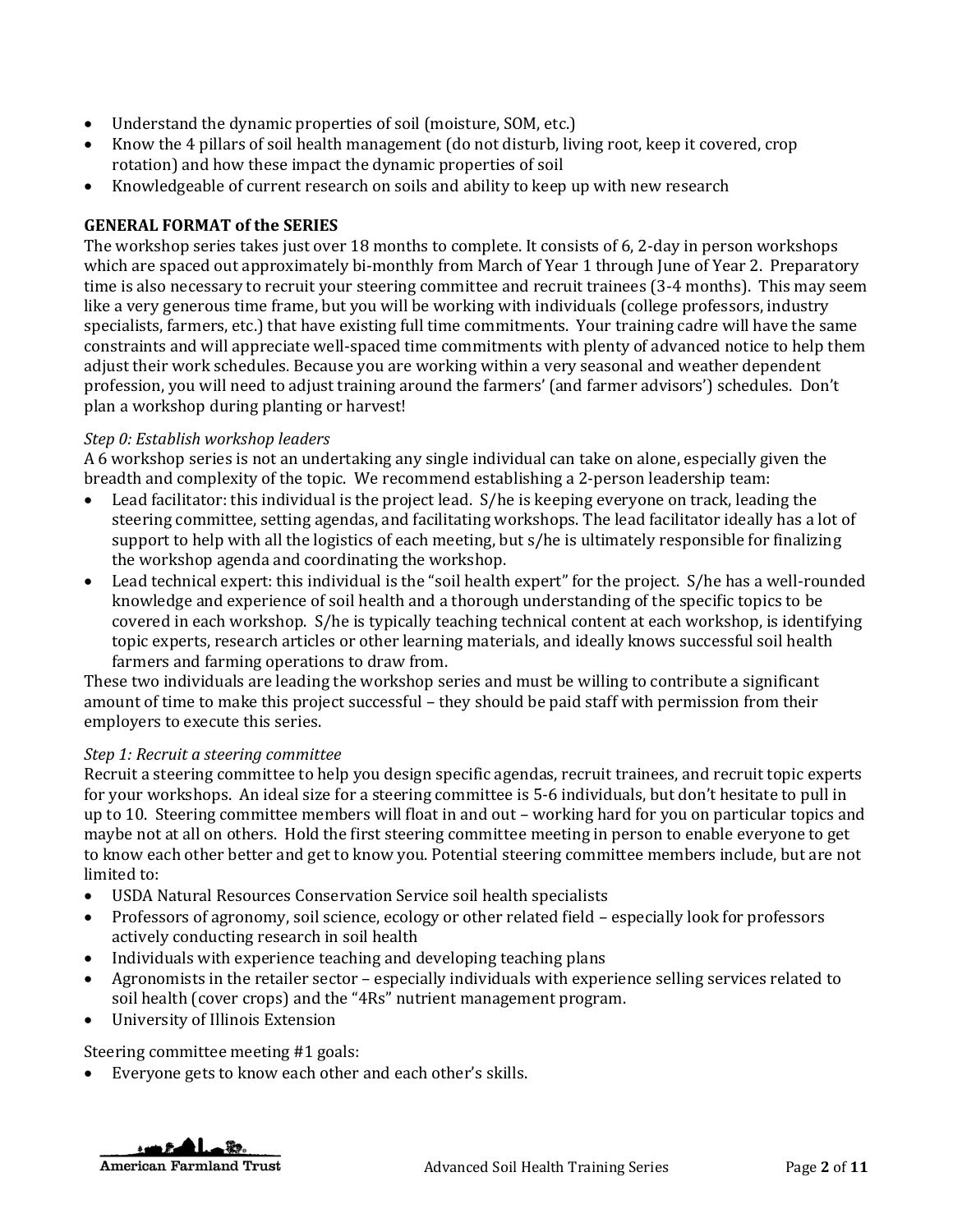- Understand the dynamic properties of soil (moisture, SOM, etc.)
- Know the 4 pillars of soil health management (do not disturb, living root, keep it covered, crop rotation) and how these impact the dynamic properties of soil
- Knowledgeable of current research on soils and ability to keep up with new research

**GENERAL FORMAT of the SERIES**

The workshop series takes just over 18 months to complete. It consists of 6, 2-day in person workshops which are spaced out approximately bi-monthly from March of Year 1 through June of Year 2. Preparatory time is also necessary to recruit your steering committee and recruit trainees (3-4 months). This may seem like a very generous time frame, but you will be working with individuals (college professors, industry specialists, farmers, etc.) that have existing full time commitments. Your training cadre will have the same constraints and will appreciate well-spaced time commitments with plenty of advanced notice to help them adjust their work schedules. Because you are working within a very seasonal and weather dependent profession, you will need to adjust training around the farmers' (and farmer advisors') schedules. Don't plan a workshop during planting or harvest!

*Step 0: Establish workshop leaders*

A 6 workshop series is not an undertaking any single individual can take on alone, especially given the breadth and complexity of the topic. We recommend establishing a 2-person leadership team:

- Lead facilitator: this individual is the project lead. S/he is keeping everyone on track, leading the steering committee, setting agendas, and facilitating workshops. The lead facilitator ideally has a lot of support to help with all the logistics of each meeting, but s/he is ultimately responsible for finalizing the workshop agenda and coordinating the workshop.
- Lead technical expert: this individual is the "soil health expert" for the project. S/he has a well-rounded knowledge and experience of soil health and a thorough understanding of the specific topics to be covered in each workshop. S/he is typically teaching technical content at each workshop, is identifying topic experts, research articles or other learning materials, and ideally knows successful soil health farmers and farming operations to draw from.

These two individuals are leading the workshop series and must be willing to contribute a significant amount of time to make this project successful – they should be paid staff with permission from their employers to execute this series.

*Step 1: Recruit a steering committee*

Recruit a steering committee to help you design specific agendas, recruit trainees, and recruit topic experts for your workshops. An ideal size for a steering committee is 5-6 individuals, but don't hesitate to pull in up to 10. Steering committee members will float in and out – working hard for you on particular topics and maybe not at all on others. Hold the first steering committee meeting in person to enable everyone to get to know each other better and get to know you. Potential steering committee members include, but are not limited to:

- USDA Natural Resources Conservation Service soil health specialists
- Professors of agronomy, soil science, ecology or other related field – especially look for professors actively conducting research in soil health
- Individuals with experience teaching and developing teaching plans
- Agronomists in the retailer sector – especially individuals with experience selling services related to soil health (cover crops) and the "4Rs" nutrient management program.
- University of Illinois Extension

Steering committee meeting #1 goals:

- Everyone gets to know each other and each other's skills.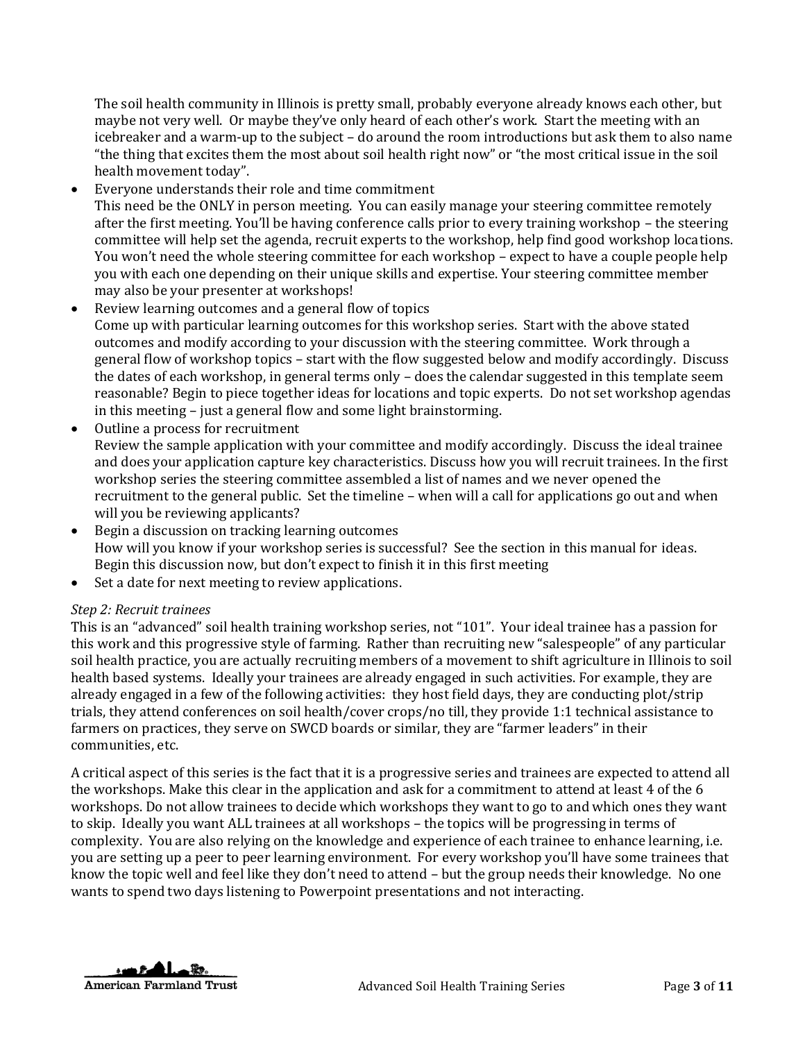The soil health community in Illinois is pretty small, probably everyone already knows each other, but maybe not very well. Or maybe they've only heard of each other's work. Start the meeting with an icebreaker and a warm-up to the subject – do around the room introductions but ask them to also name "the thing that excites them the most about soil health right now" or "the most critical issue in the soil health movement today".

- Everyone understands their role and time commitment
  This need be the ONLY in person meeting. You can easily manage your steering committee remotely after the first meeting. You'll be having conference calls prior to every training workshop – the steering committee will help set the agenda, recruit experts to the workshop, help find good workshop locations. You won't need the whole steering committee for each workshop – expect to have a couple people help you with each one depending on their unique skills and expertise. Your steering committee member may also be your presenter at workshops!
- Review learning outcomes and a general flow of topics
  Come up with particular learning outcomes for this workshop series. Start with the above stated outcomes and modify according to your discussion with the steering committee. Work through a general flow of workshop topics – start with the flow suggested below and modify accordingly. Discuss the dates of each workshop, in general terms only – does the calendar suggested in this template seem reasonable? Begin to piece together ideas for locations and topic experts. Do not set workshop agendas in this meeting – just a general flow and some light brainstorming.
- Outline a process for recruitment
  Review the sample application with your committee and modify accordingly. Discuss the ideal trainee and does your application capture key characteristics. Discuss how you will recruit trainees. In the first workshop series the steering committee assembled a list of names and we never opened the recruitment to the general public. Set the timeline – when will a call for applications go out and when will you be reviewing applicants?
- Begin a discussion on tracking learning outcomes
  How will you know if your workshop series is successful? See the section in this manual for ideas. Begin this discussion now, but don't expect to finish it in this first meeting
- Set a date for next meeting to review applications.

*Step 2: Recruit trainees*

This is an "advanced" soil health training workshop series, not "101". Your ideal trainee has a passion for this work and this progressive style of farming. Rather than recruiting new "salespeople" of any particular soil health practice, you are actually recruiting members of a movement to shift agriculture in Illinois to soil health based systems. Ideally your trainees are already engaged in such activities. For example, they are already engaged in a few of the following activities: they host field days, they are conducting plot/strip trials, they attend conferences on soil health/cover crops/no till, they provide 1:1 technical assistance to farmers on practices, they serve on SWCD boards or similar, they are "farmer leaders" in their communities, etc.

A critical aspect of this series is the fact that it is a progressive series and trainees are expected to attend all the workshops. Make this clear in the application and ask for a commitment to attend at least 4 of the 6 workshops. Do not allow trainees to decide which workshops they want to go to and which ones they want to skip. Ideally you want ALL trainees at all workshops – the topics will be progressing in terms of complexity. You are also relying on the knowledge and experience of each trainee to enhance learning, i.e. you are setting up a peer to peer learning environment. For every workshop you'll have some trainees that know the topic well and feel like they don't need to attend – but the group needs their knowledge. No one wants to spend two days listening to Powerpoint presentations and not interacting.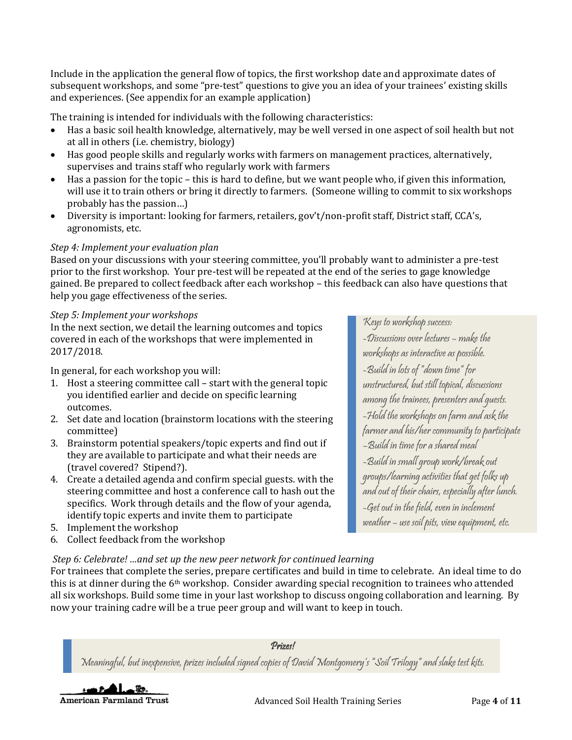Include in the application the general flow of topics, the first workshop date and approximate dates of subsequent workshops, and some "pre-test" questions to give you an idea of your trainees' existing skills and experiences. (See appendix for an example application)

The training is intended for individuals with the following characteristics:

- Has a basic soil health knowledge, alternatively, may be well versed in one aspect of soil health but not at all in others (i.e. chemistry, biology)
- Has good people skills and regularly works with farmers on management practices, alternatively, supervises and trains staff who regularly work with farmers
- Has a passion for the topic – this is hard to define, but we want people who, if given this information, will use it to train others or bring it directly to farmers. (Someone willing to commit to six workshops probably has the passion…)
- Diversity is important: looking for farmers, retailers, gov't/non-profit staff, District staff, CCA's, agronomists, etc.

*Step 4: Implement your evaluation plan*

Based on your discussions with your steering committee, you'll probably want to administer a pre-test prior to the first workshop. Your pre-test will be repeated at the end of the series to gage knowledge gained. Be prepared to collect feedback after each workshop – this feedback can also have questions that help you gage effectiveness of the series.

*Step 5: Implement your workshops*

In the next section, we detail the learning outcomes and topics covered in each of the workshops that were implemented in 2017/2018.

In general, for each workshop you will:

1. Host a steering committee call – start with the general topic you identified earlier and decide on specific learning outcomes.
2. Set date and location (brainstorm locations with the steering committee)
3. Brainstorm potential speakers/topic experts and find out if they are available to participate and what their needs are (travel covered? Stipend?).
4. Create a detailed agenda and confirm special guests. with the steering committee and host a conference call to hash out the specifics. Work through details and the flow of your agenda, identify topic experts and invite them to participate
5. Implement the workshop
6. Collect feedback from the workshop

> *Keys to workshop success:*
> *-Discussions over lectures – make the workshops as interactive as possible.*
> *-Build in lots of "down time" for unstructured, but still topical, discussions among the trainees, presenters and guests.*
> *-Hold the workshops on farm and ask the farmer and his/her community to participate*
> *-Build in time for a shared meal*
> *-Build in small group work/break out groups/learning activities that get folks up and out of their chairs, especially after lunch.*
> *-Get out in the field, even in inclement weather – use soil pits, view equipment, etc.*

*Step 6: Celebrate! …and set up the new peer network for continued learning*

For trainees that complete the series, prepare certificates and build in time to celebrate. An ideal time to do this is at dinner during the 6th workshop. Consider awarding special recognition to trainees who attended all six workshops. Build some time in your last workshop to discuss ongoing collaboration and learning. By now your training cadre will be a true peer group and will want to keep in touch.

> ***Prizes!***
> *Meaningful, but inexpensive, prizes included signed copies of David Montgomery's "Soil Trilogy" and slake test kits.*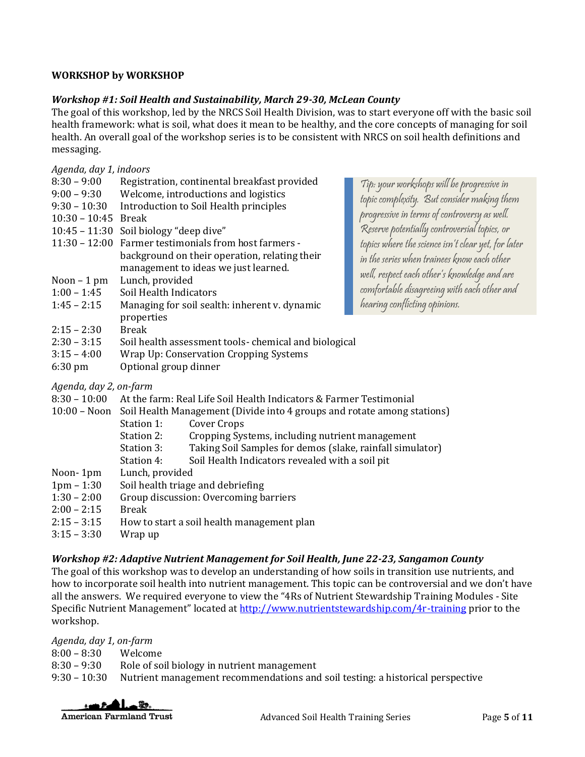**WORKSHOP by WORKSHOP**

***Workshop #1: Soil Health and Sustainability, March 29-30, McLean County***

The goal of this workshop, led by the NRCS Soil Health Division, was to start everyone off with the basic soil health framework: what is soil, what does it mean to be healthy, and the core concepts of managing for soil health. An overall goal of the workshop series is to be consistent with NRCS on soil health definitions and messaging.

> *Tip: your workshops will be progressive in topic complexity. But consider making them progressive in terms of controversy as well. Reserve potentially controversial topics, or topics where the science isn't clear yet, for later in the series when trainees know each other well, respect each other's knowledge and are comfortable disagreeing with each other and hearing conflicting opinions.*

*Agenda, day 1, indoors*

| | |
|---|---|
| 8:30 – 9:00 | Registration, continental breakfast provided |
| 9:00 – 9:30 | Welcome, introductions and logistics |
| 9:30 – 10:30 | Introduction to Soil Health principles |
| 10:30 – 10:45 | Break |
| 10:45 – 11:30 | Soil biology "deep dive" |
| 11:30 – 12:00 | Farmer testimonials from host farmers - background on their operation, relating their management to ideas we just learned. |
| Noon – 1 pm | Lunch, provided |
| 1:00 – 1:45 | Soil Health Indicators |
| 1:45 – 2:15 | Managing for soil sealth: inherent v. dynamic properties |
| 2:15 – 2:30 | Break |
| 2:30 – 3:15 | Soil health assessment tools- chemical and biological |
| 3:15 – 4:00 | Wrap Up: Conservation Cropping Systems |
| 6:30 pm | Optional group dinner |

*Agenda, day 2, on-farm*

| | |
|---|---|
| 8:30 – 10:00 | At the farm: Real Life Soil Health Indicators & Farmer Testimonial |
| 10:00 – Noon | Soil Health Management (Divide into 4 groups and rotate among stations) |
| | Station 1: Cover Crops |
| | Station 2: Cropping Systems, including nutrient management |
| | Station 3: Taking Soil Samples for demos (slake, rainfall simulator) |
| | Station 4: Soil Health Indicators revealed with a soil pit |
| Noon- 1pm | Lunch, provided |
| 1pm – 1:30 | Soil health triage and debriefing |
| 1:30 – 2:00 | Group discussion: Overcoming barriers |
| 2:00 – 2:15 | Break |
| 2:15 – 3:15 | How to start a soil health management plan |
| 3:15 – 3:30 | Wrap up |

***Workshop #2: Adaptive Nutrient Management for Soil Health, June 22-23, Sangamon County***

The goal of this workshop was to develop an understanding of how soils in transition use nutrients, and how to incorporate soil health into nutrient management. This topic can be controversial and we don't have all the answers. We required everyone to view the "4Rs of Nutrient Stewardship Training Modules - Site Specific Nutrient Management" located at http://www.nutrientstewardship.com/4r-training prior to the workshop.

*Agenda, day 1, on-farm*

| | |
|---|---|
| 8:00 – 8:30 | Welcome |
| 8:30 – 9:30 | Role of soil biology in nutrient management |
| 9:30 – 10:30 | Nutrient management recommendations and soil testing: a historical perspective |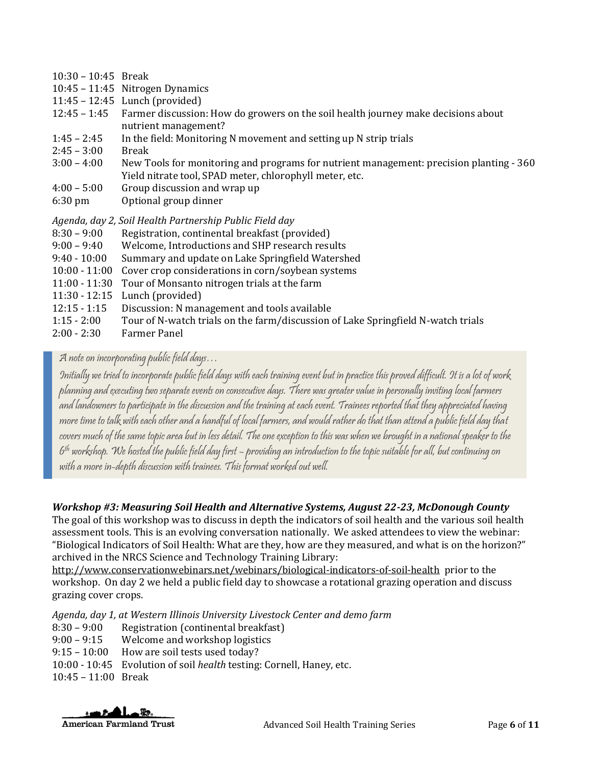10:30 – 10:45 Break
10:45 – 11:45 Nitrogen Dynamics
11:45 – 12:45 Lunch (provided)
12:45 – 1:45 Farmer discussion: How do growers on the soil health journey make decisions about nutrient management?
1:45 – 2:45 In the field: Monitoring N movement and setting up N strip trials
2:45 – 3:00 Break
3:00 – 4:00 New Tools for monitoring and programs for nutrient management: precision planting - 360 Yield nitrate tool, SPAD meter, chlorophyll meter, etc.
4:00 – 5:00 Group discussion and wrap up
6:30 pm Optional group dinner

*Agenda, day 2, Soil Health Partnership Public Field day*

8:30 – 9:00 Registration, continental breakfast (provided)
9:00 – 9:40 Welcome, Introductions and SHP research results
9:40 - 10:00 Summary and update on Lake Springfield Watershed
10:00 - 11:00 Cover crop considerations in corn/soybean systems
11:00 - 11:30 Tour of Monsanto nitrogen trials at the farm
11:30 - 12:15 Lunch (provided)
12:15 - 1:15 Discussion: N management and tools available
1:15 - 2:00 Tour of N-watch trials on the farm/discussion of Lake Springfield N-watch trials
2:00 - 2:30 Farmer Panel

> *A note on incorporating public field days…*
>
> *Initially we tried to incorporate public field days with each training event but in practice this proved difficult. It is a lot of work planning and executing two separate events on consecutive days. There was greater value in personally inviting local farmers and landowners to participate in the discussion and the training at each event. Trainees reported that they appreciated having more time to talk with each other and a handful of local farmers, and would rather do that than attend a public field day that covers much of the same topic area but in less detail. The one exception to this was when we brought in a national speaker to the 6th workshop. We hosted the public field day first – providing an introduction to the topic suitable for all, but continuing on with a more in-depth discussion with trainees. This format worked out well.*

***Workshop #3: Measuring Soil Health and Alternative Systems, August 22-23, McDonough County***

The goal of this workshop was to discuss in depth the indicators of soil health and the various soil health assessment tools. This is an evolving conversation nationally. We asked attendees to view the webinar: "Biological Indicators of Soil Health: What are they, how are they measured, and what is on the horizon?" archived in the NRCS Science and Technology Training Library: http://www.conservationwebinars.net/webinars/biological-indicators-of-soil-health prior to the workshop. On day 2 we held a public field day to showcase a rotational grazing operation and discuss grazing cover crops.

*Agenda, day 1, at Western Illinois University Livestock Center and demo farm*

8:30 – 9:00 Registration (continental breakfast)
9:00 – 9:15 Welcome and workshop logistics
9:15 – 10:00 How are soil tests used today?
10:00 - 10:45 Evolution of soil *health* testing: Cornell, Haney, etc.
10:45 – 11:00 Break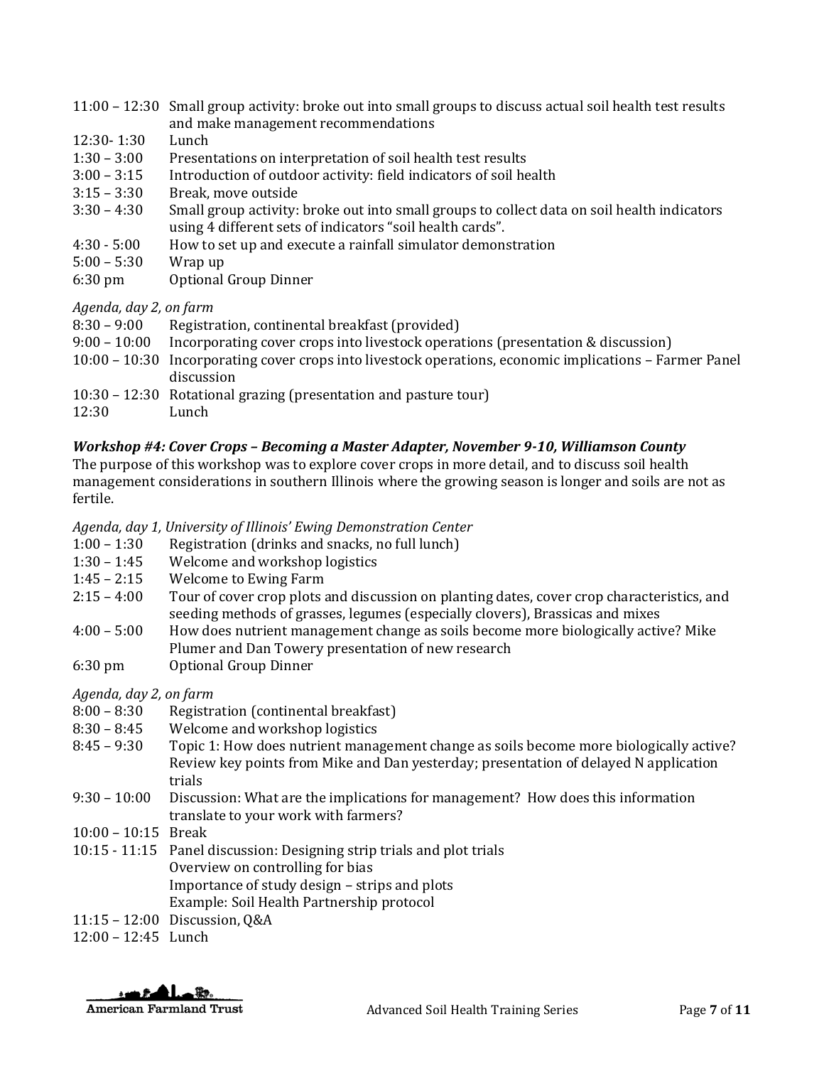11:00 – 12:30 Small group activity: broke out into small groups to discuss actual soil health test results and make management recommendations
12:30- 1:30 Lunch
1:30 – 3:00 Presentations on interpretation of soil health test results
3:00 – 3:15 Introduction of outdoor activity: field indicators of soil health
3:15 – 3:30 Break, move outside
3:30 – 4:30 Small group activity: broke out into small groups to collect data on soil health indicators using 4 different sets of indicators "soil health cards".
4:30 - 5:00 How to set up and execute a rainfall simulator demonstration
5:00 – 5:30 Wrap up
6:30 pm Optional Group Dinner

*Agenda, day 2, on farm*
8:30 – 9:00 Registration, continental breakfast (provided)
9:00 – 10:00 Incorporating cover crops into livestock operations (presentation & discussion)
10:00 – 10:30 Incorporating cover crops into livestock operations, economic implications – Farmer Panel discussion
10:30 – 12:30 Rotational grazing (presentation and pasture tour)
12:30 Lunch

### ***Workshop #4: Cover Crops – Becoming a Master Adapter, November 9-10, Williamson County***

The purpose of this workshop was to explore cover crops in more detail, and to discuss soil health management considerations in southern Illinois where the growing season is longer and soils are not as fertile.

*Agenda, day 1, University of Illinois' Ewing Demonstration Center*
1:00 – 1:30 Registration (drinks and snacks, no full lunch)
1:30 – 1:45 Welcome and workshop logistics
1:45 – 2:15 Welcome to Ewing Farm
2:15 – 4:00 Tour of cover crop plots and discussion on planting dates, cover crop characteristics, and seeding methods of grasses, legumes (especially clovers), Brassicas and mixes
4:00 – 5:00 How does nutrient management change as soils become more biologically active? Mike Plumer and Dan Towery presentation of new research
6:30 pm Optional Group Dinner

*Agenda, day 2, on farm*
8:00 – 8:30 Registration (continental breakfast)
8:30 – 8:45 Welcome and workshop logistics
8:45 – 9:30 Topic 1: How does nutrient management change as soils become more biologically active? Review key points from Mike and Dan yesterday; presentation of delayed N application trials
9:30 – 10:00 Discussion: What are the implications for management? How does this information translate to your work with farmers?
10:00 – 10:15 Break
10:15 - 11:15 Panel discussion: Designing strip trials and plot trials
Overview on controlling for bias
Importance of study design – strips and plots
Example: Soil Health Partnership protocol
11:15 – 12:00 Discussion, Q&A
12:00 – 12:45 Lunch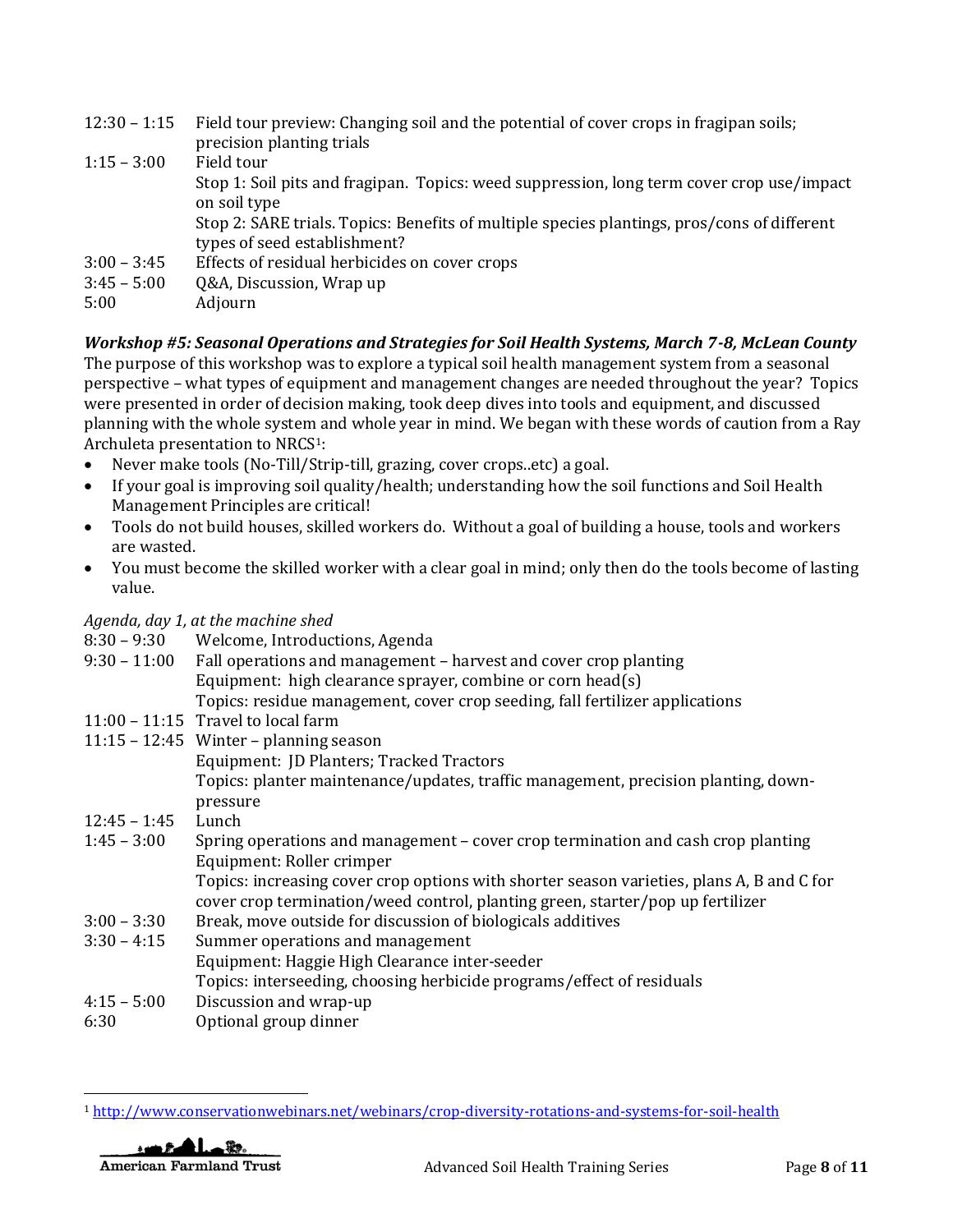| | |
|---|---|
| 12:30 – 1:15 | Field tour preview: Changing soil and the potential of cover crops in fragipan soils; precision planting trials |
| 1:15 – 3:00 | Field tour<br>Stop 1: Soil pits and fragipan. Topics: weed suppression, long term cover crop use/impact on soil type<br>Stop 2: SARE trials. Topics: Benefits of multiple species plantings, pros/cons of different types of seed establishment? |
| 3:00 – 3:45 | Effects of residual herbicides on cover crops |
| 3:45 – 5:00 | Q&A, Discussion, Wrap up |
| 5:00 | Adjourn |

***Workshop #5: Seasonal Operations and Strategies for Soil Health Systems, March 7-8, McLean County***

The purpose of this workshop was to explore a typical soil health management system from a seasonal perspective – what types of equipment and management changes are needed throughout the year? Topics were presented in order of decision making, took deep dives into tools and equipment, and discussed planning with the whole system and whole year in mind. We began with these words of caution from a Ray Archuleta presentation to NRCS[1]:

- Never make tools (No-Till/Strip-till, grazing, cover crops..etc) a goal.
- If your goal is improving soil quality/health; understanding how the soil functions and Soil Health Management Principles are critical!
- Tools do not build houses, skilled workers do. Without a goal of building a house, tools and workers are wasted.
- You must become the skilled worker with a clear goal in mind; only then do the tools become of lasting value.

*Agenda, day 1, at the machine shed*

| | |
|---|---|
| 8:30 – 9:30 | Welcome, Introductions, Agenda |
| 9:30 – 11:00 | Fall operations and management – harvest and cover crop planting<br>Equipment: high clearance sprayer, combine or corn head(s)<br>Topics: residue management, cover crop seeding, fall fertilizer applications |
| 11:00 – 11:15 | Travel to local farm |
| 11:15 – 12:45 | Winter – planning season<br>Equipment: JD Planters; Tracked Tractors<br>Topics: planter maintenance/updates, traffic management, precision planting, down-pressure |
| 12:45 – 1:45 | Lunch |
| 1:45 – 3:00 | Spring operations and management – cover crop termination and cash crop planting<br>Equipment: Roller crimper<br>Topics: increasing cover crop options with shorter season varieties, plans A, B and C for cover crop termination/weed control, planting green, starter/pop up fertilizer |
| 3:00 – 3:30 | Break, move outside for discussion of biologicals additives |
| 3:30 – 4:15 | Summer operations and management<br>Equipment: Haggie High Clearance inter-seeder<br>Topics: interseeding, choosing herbicide programs/effect of residuals |
| 4:15 – 5:00 | Discussion and wrap-up |
| 6:30 | Optional group dinner |

[1] http://www.conservationwebinars.net/webinars/crop-diversity-rotations-and-systems-for-soil-health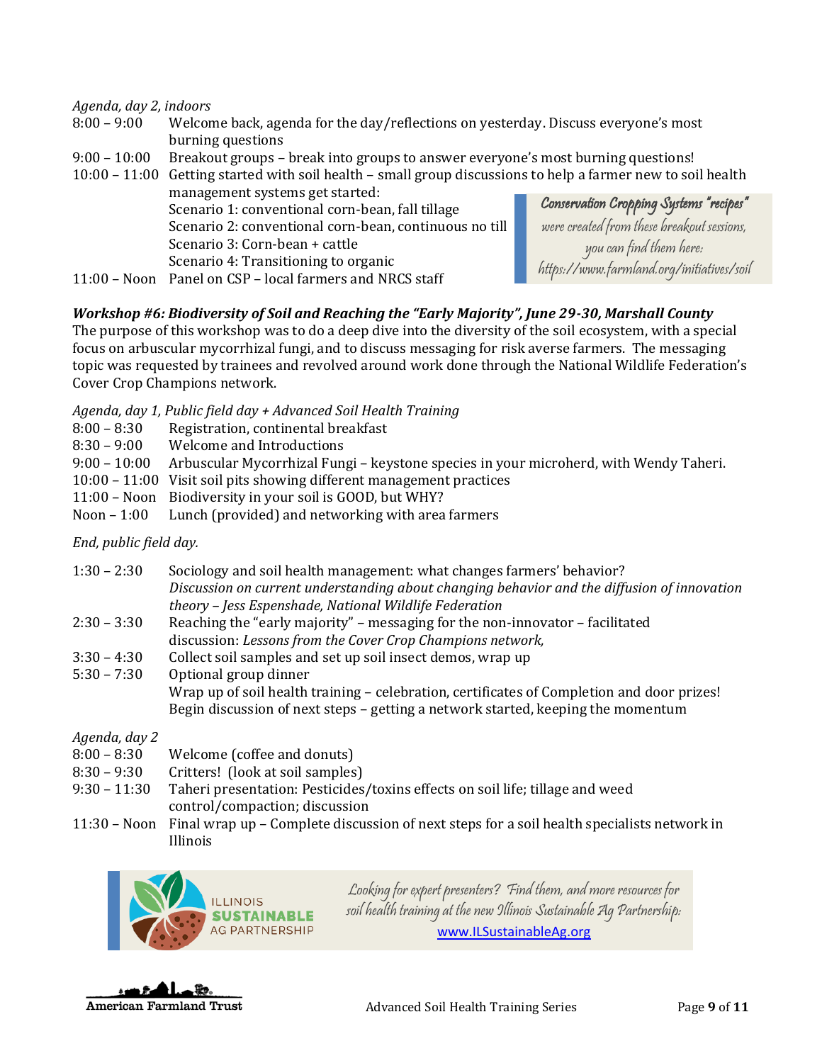*Agenda, day 2, indoors*

8:00 – 9:00 Welcome back, agenda for the day/reflections on yesterday. Discuss everyone's most burning questions

9:00 – 10:00 Breakout groups – break into groups to answer everyone's most burning questions!

10:00 – 11:00 Getting started with soil health – small group discussions to help a farmer new to soil health management systems get started:

Scenario 1: conventional corn-bean, fall tillage
Scenario 2: conventional corn-bean, continuous no till
Scenario 3: Corn-bean + cattle
Scenario 4: Transitioning to organic

11:00 – Noon Panel on CSP – local farmers and NRCS staff

*Conservation Cropping Systems "recipes" were created from these breakout sessions, you can find them here: https://www.farmland.org/initiatives/soil*

***Workshop #6: Biodiversity of Soil and Reaching the "Early Majority", June 29-30, Marshall County***

The purpose of this workshop was to do a deep dive into the diversity of the soil ecosystem, with a special focus on arbuscular mycorrhizal fungi, and to discuss messaging for risk averse farmers. The messaging topic was requested by trainees and revolved around work done through the National Wildlife Federation's Cover Crop Champions network.

*Agenda, day 1, Public field day + Advanced Soil Health Training*

8:00 – 8:30 Registration, continental breakfast

8:30 – 9:00 Welcome and Introductions

9:00 – 10:00 Arbuscular Mycorrhizal Fungi – keystone species in your microherd, with Wendy Taheri.

10:00 – 11:00 Visit soil pits showing different management practices

11:00 – Noon Biodiversity in your soil is GOOD, but WHY?

Noon – 1:00 Lunch (provided) and networking with area farmers

*End, public field day.*

1:30 – 2:30 Sociology and soil health management: what changes farmers' behavior? *Discussion on current understanding about changing behavior and the diffusion of innovation theory – Jess Espenshade, National Wildlife Federation*

2:30 – 3:30 Reaching the "early majority" – messaging for the non-innovator – facilitated discussion: *Lessons from the Cover Crop Champions network,*

3:30 – 4:30 Collect soil samples and set up soil insect demos, wrap up

5:30 – 7:30 Optional group dinner
Wrap up of soil health training – celebration, certificates of Completion and door prizes!
Begin discussion of next steps – getting a network started, keeping the momentum

*Agenda, day 2*

8:00 – 8:30 Welcome (coffee and donuts)

8:30 – 9:30 Critters! (look at soil samples)

9:30 – 11:30 Taheri presentation: Pesticides/toxins effects on soil life; tillage and weed control/compaction; discussion

11:30 – Noon Final wrap up – Complete discussion of next steps for a soil health specialists network in Illinois

ILLINOIS SUSTAINABLE AG PARTNERSHIP

*Looking for expert presenters? Find them, and more resources for soil health training at the new Illinois Sustainable Ag Partnership:* www.ILSustainableAg.org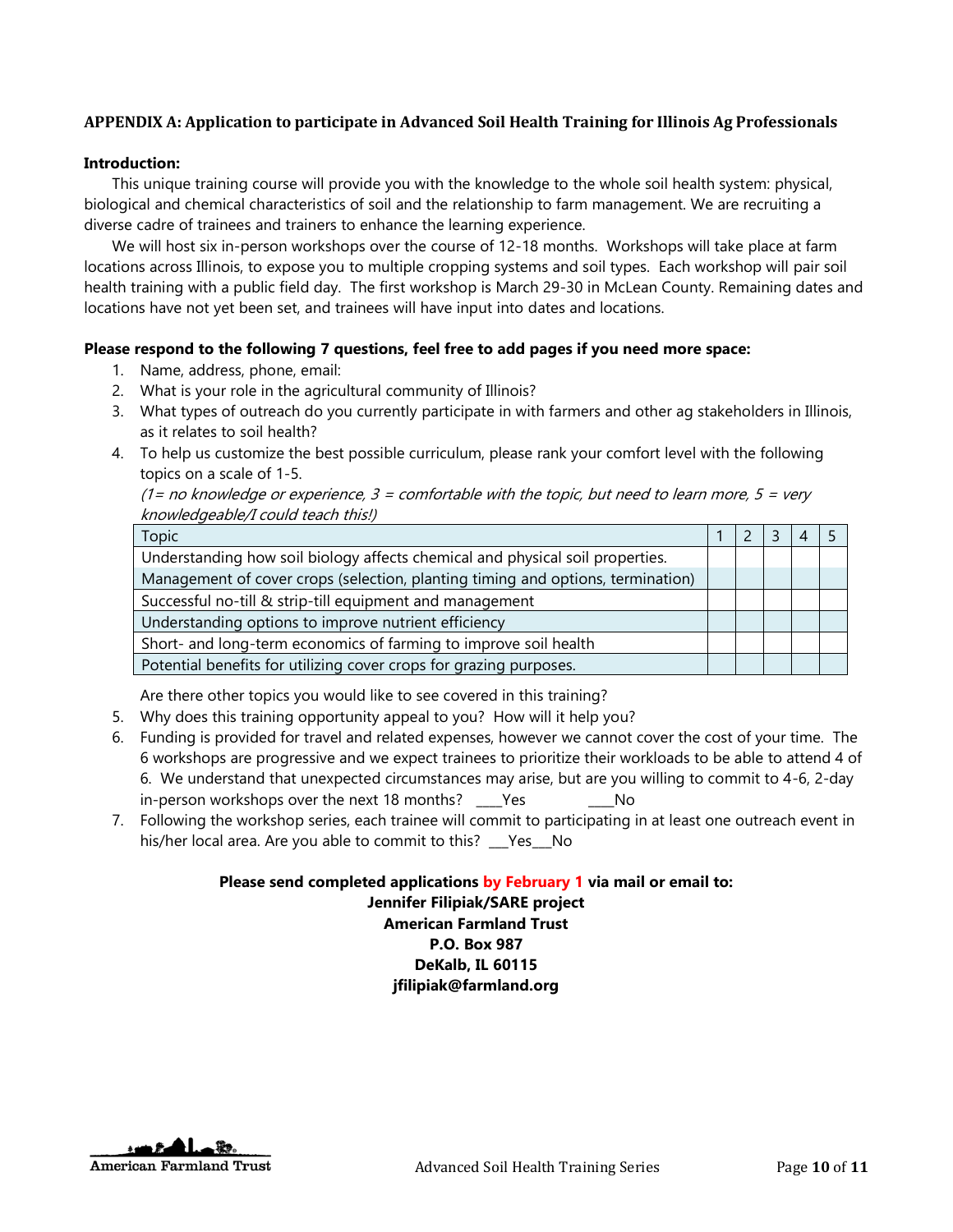## APPENDIX A: Application to participate in Advanced Soil Health Training for Illinois Ag Professionals

**Introduction:**

This unique training course will provide you with the knowledge to the whole soil health system: physical, biological and chemical characteristics of soil and the relationship to farm management. We are recruiting a diverse cadre of trainees and trainers to enhance the learning experience.

We will host six in-person workshops over the course of 12-18 months. Workshops will take place at farm locations across Illinois, to expose you to multiple cropping systems and soil types. Each workshop will pair soil health training with a public field day. The first workshop is March 29-30 in McLean County. Remaining dates and locations have not yet been set, and trainees will have input into dates and locations.

**Please respond to the following 7 questions, feel free to add pages if you need more space:**

1. Name, address, phone, email:
2. What is your role in the agricultural community of Illinois?
3. What types of outreach do you currently participate in with farmers and other ag stakeholders in Illinois, as it relates to soil health?
4. To help us customize the best possible curriculum, please rank your comfort level with the following topics on a scale of 1-5.
   *(1= no knowledge or experience, 3 = comfortable with the topic, but need to learn more, 5 = very knowledgeable/I could teach this!)*

| Topic | 1 | 2 | 3 | 4 | 5 |
|---|---|---|---|---|---|
| Understanding how soil biology affects chemical and physical soil properties. | | | | | |
| Management of cover crops (selection, planting timing and options, termination) | | | | | |
| Successful no-till & strip-till equipment and management | | | | | |
| Understanding options to improve nutrient efficiency | | | | | |
| Short- and long-term economics of farming to improve soil health | | | | | |
| Potential benefits for utilizing cover crops for grazing purposes. | | | | | |

   Are there other topics you would like to see covered in this training?

5. Why does this training opportunity appeal to you? How will it help you?
6. Funding is provided for travel and related expenses, however we cannot cover the cost of your time. The 6 workshops are progressive and we expect trainees to prioritize their workloads to be able to attend 4 of 6. We understand that unexpected circumstances may arise, but are you willing to commit to 4-6, 2-day in-person workshops over the next 18 months? ____Yes ____No
7. Following the workshop series, each trainee will commit to participating in at least one outreach event in his/her local area. Are you able to commit to this? ___Yes___No

**Please send completed applications by February 1 via mail or email to:**
**Jennifer Filipiak/SARE project**
**American Farmland Trust**
**P.O. Box 987**
**DeKalb, IL 60115**
**jfilipiak@farmland.org**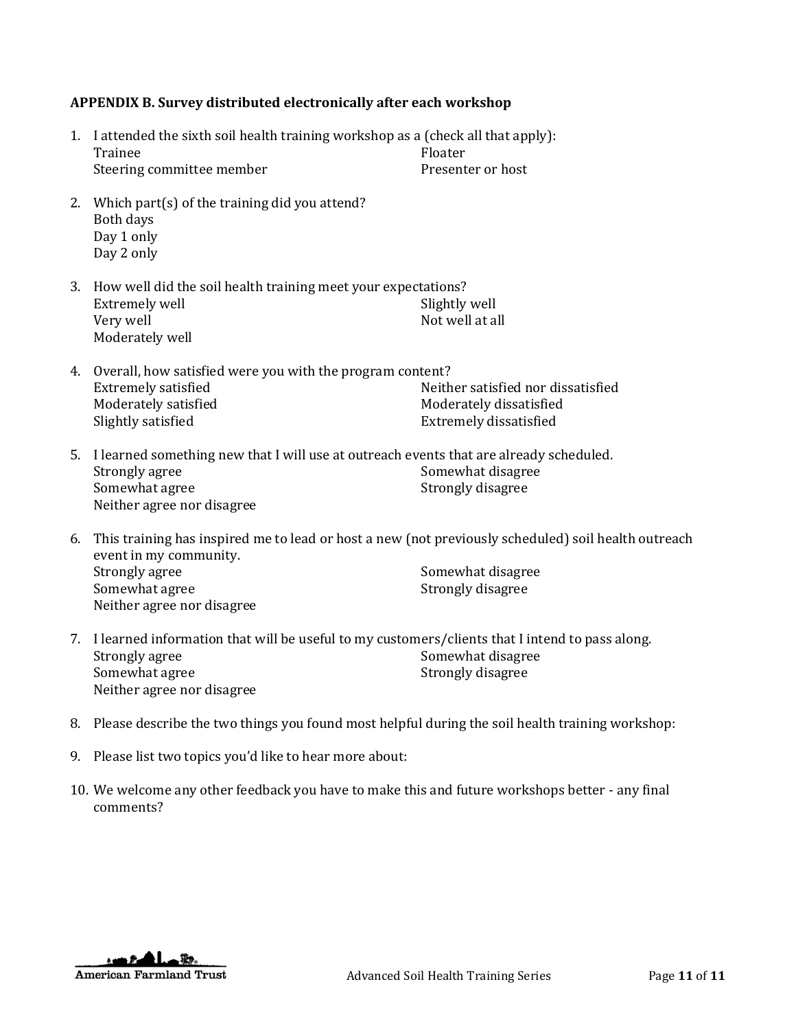**APPENDIX B. Survey distributed electronically after each workshop**

1. I attended the sixth soil health training workshop as a (check all that apply):
   - Trainee
   - Floater
   - Steering committee member
   - Presenter or host

2. Which part(s) of the training did you attend?
   - Both days
   - Day 1 only
   - Day 2 only

3. How well did the soil health training meet your expectations?
   - Extremely well
   - Very well
   - Moderately well
   - Slightly well
   - Not well at all

4. Overall, how satisfied were you with the program content?
   - Extremely satisfied
   - Moderately satisfied
   - Slightly satisfied
   - Neither satisfied nor dissatisfied
   - Moderately dissatisfied
   - Extremely dissatisfied

5. I learned something new that I will use at outreach events that are already scheduled.
   - Strongly agree
   - Somewhat agree
   - Neither agree nor disagree
   - Somewhat disagree
   - Strongly disagree

6. This training has inspired me to lead or host a new (not previously scheduled) soil health outreach event in my community.
   - Strongly agree
   - Somewhat agree
   - Neither agree nor disagree
   - Somewhat disagree
   - Strongly disagree

7. I learned information that will be useful to my customers/clients that I intend to pass along.
   - Strongly agree
   - Somewhat agree
   - Neither agree nor disagree
   - Somewhat disagree
   - Strongly disagree

8. Please describe the two things you found most helpful during the soil health training workshop:

9. Please list two topics you'd like to hear more about:

10. We welcome any other feedback you have to make this and future workshops better - any final comments?